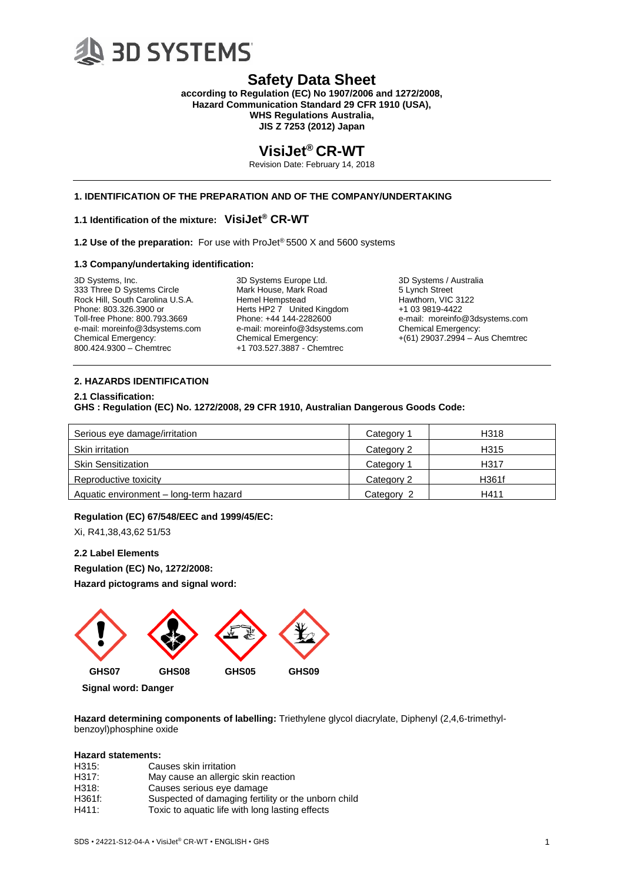3D SYSTEMS

# Safety Data Sheet

**according to Regulation (EC) No 1907/2006 and 1272/2008,**
**Hazard Communication Standard 29 CFR 1910 (USA),**
**WHS Regulations Australia,**
**JIS Z 7253 (2012) Japan**

# VisiJet® CR-WT

Revision Date: February 14, 2018

## 1. IDENTIFICATION OF THE PREPARATION AND OF THE COMPANY/UNDERTAKING

### 1.1 Identification of the mixture: VisiJet® CR-WT

**1.2 Use of the preparation:** For use with ProJet® 5500 X and 5600 systems

**1.3 Company/undertaking identification:**

3D Systems, Inc.
333 Three D Systems Circle
Rock Hill, South Carolina U.S.A.
Phone: 803.326.3900 or
Toll-free Phone: 800.793.3669
e-mail: moreinfo@3dsystems.com
Chemical Emergency:
800.424.9300 – Chemtrec

3D Systems Europe Ltd.
Mark House, Mark Road
Hemel Hempstead
Herts HP2 7 United Kingdom
Phone: +44 144-2282600
e-mail: moreinfo@3dsystems.com
Chemical Emergency:
+1 703.527.3887 - Chemtrec

3D Systems / Australia
5 Lynch Street
Hawthorn, VIC 3122
+1 03 9819-4422
e-mail: moreinfo@3dsystems.com
Chemical Emergency:
+(61) 29037.2994 – Aus Chemtrec

## 2. HAZARDS IDENTIFICATION

**2.1 Classification:**
**GHS : Regulation (EC) No. 1272/2008, 29 CFR 1910, Australian Dangerous Goods Code:**

| Serious eye damage/irritation | Category 1 | H318 |
|---|---|---|
| Skin irritation | Category 2 | H315 |
| Skin Sensitization | Category 1 | H317 |
| Reproductive toxicity | Category 2 | H361f |
| Aquatic environment – long-term hazard | Category 2 | H411 |

**Regulation (EC) 67/548/EEC and 1999/45/EC:**

Xi, R41,38,43,62 51/53

**2.2 Label Elements**

**Regulation (EC) No, 1272/2008:**

**Hazard pictograms and signal word:**

**GHS07** **GHS08** **GHS05** **GHS09**

**Signal word: Danger**

**Hazard determining components of labelling:** Triethylene glycol diacrylate, Diphenyl (2,4,6-trimethyl-benzoyl)phosphine oxide

**Hazard statements:**

H315: Causes skin irritation
H317: May cause an allergic skin reaction
H318: Causes serious eye damage
H361f: Suspected of damaging fertility or the unborn child
H411: Toxic to aquatic life with long lasting effects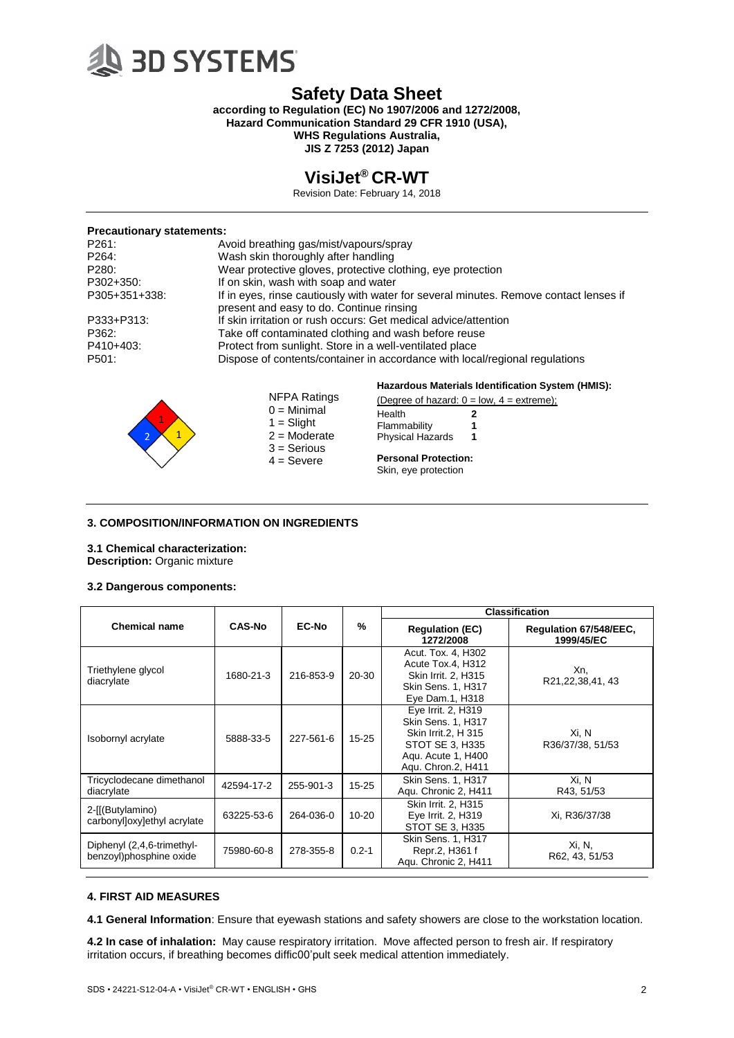# Safety Data Sheet

**according to Regulation (EC) No 1907/2006 and 1272/2008, Hazard Communication Standard 29 CFR 1910 (USA), WHS Regulations Australia, JIS Z 7253 (2012) Japan**

# VisiJet® CR-WT

Revision Date: February 14, 2018

**Precautionary statements:**

| | |
|---|---|
| P261: | Avoid breathing gas/mist/vapours/spray |
| P264: | Wash skin thoroughly after handling |
| P280: | Wear protective gloves, protective clothing, eye protection |
| P302+350: | If on skin, wash with soap and water |
| P305+351+338: | If in eyes, rinse cautiously with water for several minutes. Remove contact lenses if present and easy to do. Continue rinsing |
| P333+P313: | If skin irritation or rush occurs: Get medical advice/attention |
| P362: | Take off contaminated clothing and wash before reuse |
| P410+403: | Protect from sunlight. Store in a well-ventilated place |
| P501: | Dispose of contents/container in accordance with local/regional regulations |

NFPA Ratings
0 = Minimal
1 = Slight
2 = Moderate
3 = Serious
4 = Severe

**Hazardous Materials Identification System (HMIS):**

Degree of hazard: 0 = low, 4 = extreme);

| | |
|---|---|
| Health | **2** |
| Flammability | **1** |
| Physical Hazards | **1** |

**Personal Protection:**
Skin, eye protection

### 3. COMPOSITION/INFORMATION ON INGREDIENTS

**3.1 Chemical characterization:**
**Description:** Organic mixture

**3.2 Dangerous components:**

| Chemical name | CAS-No | EC-No | % | Classification | |
|---|---|---|---|---|---|
| | | | | Regulation (EC) 1272/2008 | Regulation 67/548/EEC, 1999/45/EC |
| Triethylene glycol diacrylate | 1680-21-3 | 216-853-9 | 20-30 | Acut. Tox. 4, H302<br>Acute Tox.4, H312<br>Skin Irrit. 2, H315<br>Skin Sens. 1, H317<br>Eye Dam.1, H318 | Xn,<br>R21,22,38,41, 43 |
| Isobornyl acrylate | 5888-33-5 | 227-561-6 | 15-25 | Eye Irrit. 2, H319<br>Skin Sens. 1, H317<br>Skin Irrit.2, H 315<br>STOT SE 3, H335<br>Aqu. Acute 1, H400<br>Aqu. Chron.2, H411 | Xi, N<br>R36/37/38, 51/53 |
| Tricyclodecane dimethanol diacrylate | 42594-17-2 | 255-901-3 | 15-25 | Skin Sens. 1, H317<br>Aqu. Chronic 2, H411 | Xi, N<br>R43, 51/53 |
| 2-[[(Butylamino) carbonyl]oxy]ethyl acrylate | 63225-53-6 | 264-036-0 | 10-20 | Skin Irrit. 2, H315<br>Eye Irrit. 2, H319<br>STOT SE 3, H335 | Xi, R36/37/38 |
| Diphenyl (2,4,6-trimethyl-benzoyl)phosphine oxide | 75980-60-8 | 278-355-8 | 0.2-1 | Skin Sens. 1, H317<br>Repr.2, H361 f<br>Aqu. Chronic 2, H411 | Xi, N,<br>R62, 43, 51/53 |

### 4. FIRST AID MEASURES

**4.1 General Information**: Ensure that eyewash stations and safety showers are close to the workstation location.

**4.2 In case of inhalation:** May cause respiratory irritation. Move affected person to fresh air. If respiratory irritation occurs, if breathing becomes diffic00'pult seek medical attention immediately.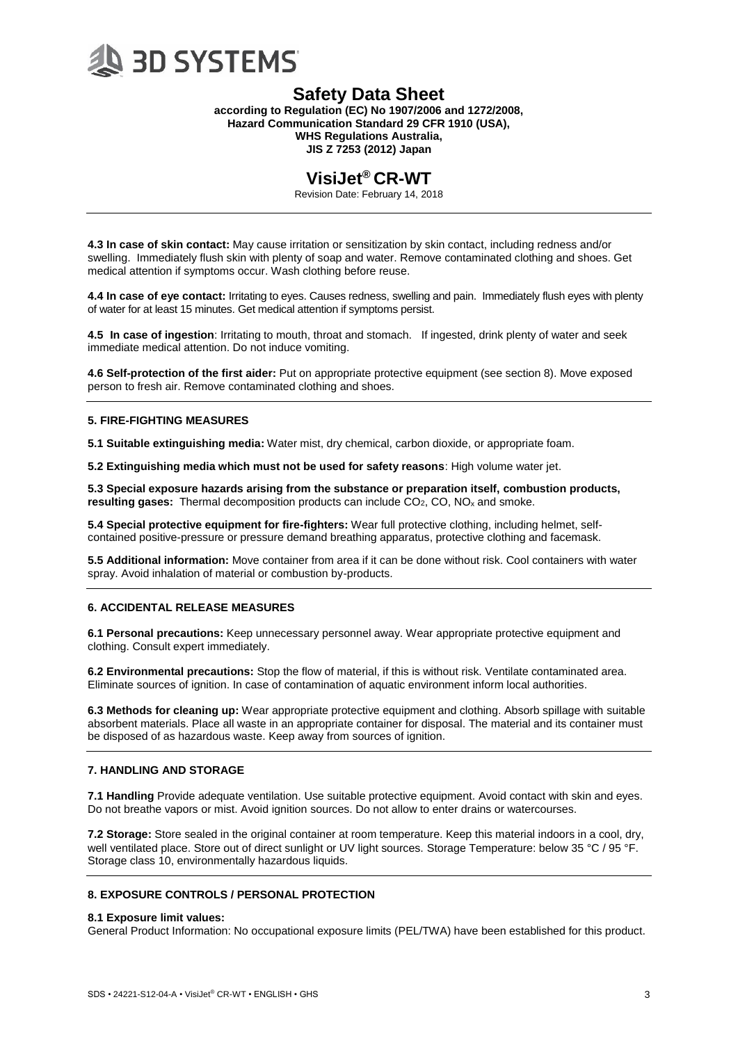**4.3 In case of skin contact:** May cause irritation or sensitization by skin contact, including redness and/or swelling. Immediately flush skin with plenty of soap and water. Remove contaminated clothing and shoes. Get medical attention if symptoms occur. Wash clothing before reuse.

**4.4 In case of eye contact:** Irritating to eyes. Causes redness, swelling and pain. Immediately flush eyes with plenty of water for at least 15 minutes. Get medical attention if symptoms persist.

**4.5 In case of ingestion**: Irritating to mouth, throat and stomach. If ingested, drink plenty of water and seek immediate medical attention. Do not induce vomiting.

**4.6 Self-protection of the first aider:** Put on appropriate protective equipment (see section 8). Move exposed person to fresh air. Remove contaminated clothing and shoes.

## 5. FIRE-FIGHTING MEASURES

**5.1 Suitable extinguishing media:** Water mist, dry chemical, carbon dioxide, or appropriate foam.

**5.2 Extinguishing media which must not be used for safety reasons**: High volume water jet.

**5.3 Special exposure hazards arising from the substance or preparation itself, combustion products, resulting gases:** Thermal decomposition products can include $CO_2$, CO, $NO_x$ and smoke.

**5.4 Special protective equipment for fire-fighters:** Wear full protective clothing, including helmet, self-contained positive-pressure or pressure demand breathing apparatus, protective clothing and facemask.

**5.5 Additional information:** Move container from area if it can be done without risk. Cool containers with water spray. Avoid inhalation of material or combustion by-products.

## 6. ACCIDENTAL RELEASE MEASURES

**6.1 Personal precautions:** Keep unnecessary personnel away. Wear appropriate protective equipment and clothing. Consult expert immediately.

**6.2 Environmental precautions:** Stop the flow of material, if this is without risk. Ventilate contaminated area. Eliminate sources of ignition. In case of contamination of aquatic environment inform local authorities.

**6.3 Methods for cleaning up:** Wear appropriate protective equipment and clothing. Absorb spillage with suitable absorbent materials. Place all waste in an appropriate container for disposal. The material and its container must be disposed of as hazardous waste. Keep away from sources of ignition.

## 7. HANDLING AND STORAGE

**7.1 Handling** Provide adequate ventilation. Use suitable protective equipment. Avoid contact with skin and eyes. Do not breathe vapors or mist. Avoid ignition sources. Do not allow to enter drains or watercourses.

**7.2 Storage:** Store sealed in the original container at room temperature. Keep this material indoors in a cool, dry, well ventilated place. Store out of direct sunlight or UV light sources. Storage Temperature: below 35 °C / 95 °F. Storage class 10, environmentally hazardous liquids.

## 8. EXPOSURE CONTROLS / PERSONAL PROTECTION

**8.1 Exposure limit values:**

General Product Information: No occupational exposure limits (PEL/TWA) have been established for this product.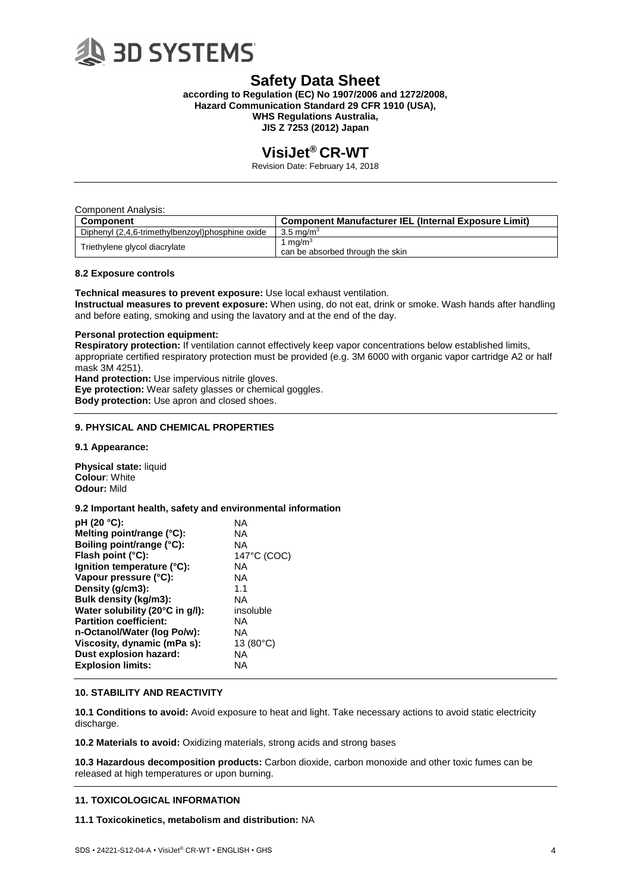Component Analysis:

| Component | Component Manufacturer IEL (Internal Exposure Limit) |
| --- | --- |
| Diphenyl (2,4,6-trimethylbenzoyl)phosphine oxide | 3.5 mg/m$^3$ |
| Triethylene glycol diacrylate | 1 mg/m$^3$ can be absorbed through the skin |

### 8.2 Exposure controls

**Technical measures to prevent exposure:** Use local exhaust ventilation.
**Instructual measures to prevent exposure:** When using, do not eat, drink or smoke. Wash hands after handling and before eating, smoking and using the lavatory and at the end of the day.

**Personal protection equipment:**
**Respiratory protection:** If ventilation cannot effectively keep vapor concentrations below established limits, appropriate certified respiratory protection must be provided (e.g. 3M 6000 with organic vapor cartridge A2 or half mask 3M 4251).
**Hand protection:** Use impervious nitrile gloves.
**Eye protection:** Wear safety glasses or chemical goggles.
**Body protection:** Use apron and closed shoes.

## 9. PHYSICAL AND CHEMICAL PROPERTIES

### 9.1 Appearance:

**Physical state:** liquid
**Colour**: White
**Odour:** Mild

### 9.2 Important health, safety and environmental information

| | |
| --- | --- |
| **pH (20 °C):** | NA |
| **Melting point/range (°C):** | NA |
| **Boiling point/range (°C):** | NA |
| **Flash point (°C):** | 147°C (COC) |
| **Ignition temperature (°C):** | NA |
| **Vapour pressure (°C):** | NA |
| **Density (g/cm3):** | 1.1 |
| **Bulk density (kg/m3):** | NA |
| **Water solubility (20°C in g/l):** | insoluble |
| **Partition coefficient:** | NA |
| **n-Octanol/Water (log Po/w):** | NA |
| **Viscosity, dynamic (mPa s):** | 13 (80°C) |
| **Dust explosion hazard:** | NA |
| **Explosion limits:** | NA |

## 10. STABILITY AND REACTIVITY

**10.1 Conditions to avoid:** Avoid exposure to heat and light. Take necessary actions to avoid static electricity discharge.

**10.2 Materials to avoid:** Oxidizing materials, strong acids and strong bases

**10.3 Hazardous decomposition products:** Carbon dioxide, carbon monoxide and other toxic fumes can be released at high temperatures or upon burning.

## 11. TOXICOLOGICAL INFORMATION

**11.1 Toxicokinetics, metabolism and distribution:** NA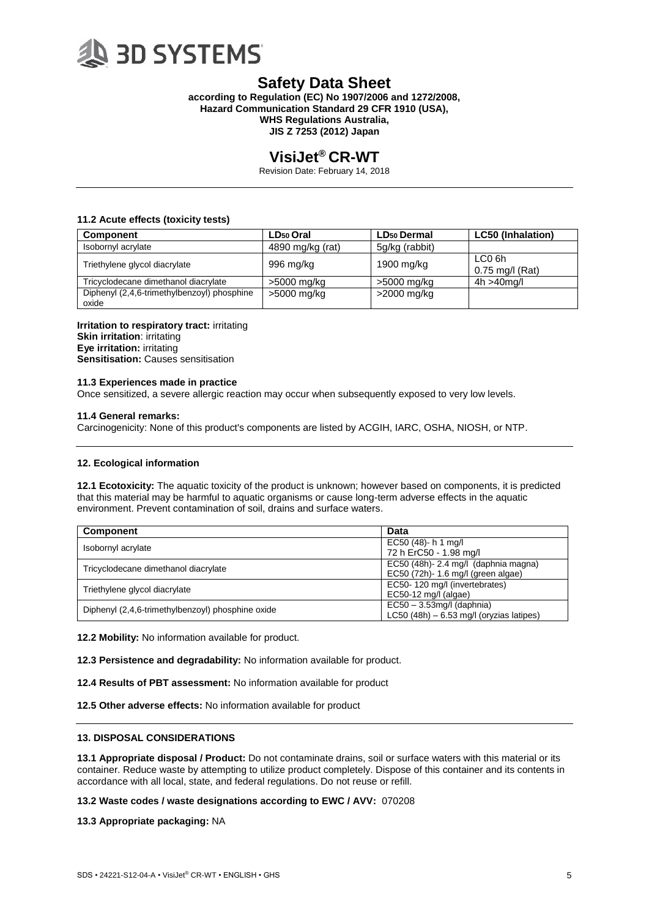## 11.2 Acute effects (toxicity tests)

| Component | $LD_{50}$ Oral | $LD_{50}$ Dermal | LC50 (Inhalation) |
|---|---|---|---|
| Isobornyl acrylate | 4890 mg/kg (rat) | 5g/kg (rabbit) | |
| Triethylene glycol diacrylate | 996 mg/kg | 1900 mg/kg | LC0 6h 0.75 mg/l (Rat) |
| Tricyclodecane dimethanol diacrylate | >5000 mg/kg | >5000 mg/kg | 4h >40mg/l |
| Diphenyl (2,4,6-trimethylbenzoyl) phosphine oxide | >5000 mg/kg | >2000 mg/kg | |

**Irritation to respiratory tract:** irritating
**Skin irritation**: irritating
**Eye irritation:** irritating
**Sensitisation:** Causes sensitisation

### 11.3 Experiences made in practice

Once sensitized, a severe allergic reaction may occur when subsequently exposed to very low levels.

### 11.4 General remarks:

Carcinogenicity: None of this product's components are listed by ACGIH, IARC, OSHA, NIOSH, or NTP.

## 12. Ecological information

**12.1 Ecotoxicity:** The aquatic toxicity of the product is unknown; however based on components, it is predicted that this material may be harmful to aquatic organisms or cause long-term adverse effects in the aquatic environment. Prevent contamination of soil, drains and surface waters.

| Component | Data |
|---|---|
| Isobornyl acrylate | EC50 (48)- h 1 mg/l<br>72 h ErC50 - 1.98 mg/l |
| Tricyclodecane dimethanol diacrylate | EC50 (48h)- 2.4 mg/l (daphnia magna)<br>EC50 (72h)- 1.6 mg/l (green algae) |
| Triethylene glycol diacrylate | EC50- 120 mg/l (invertebrates)<br>EC50-12 mg/l (algae) |
| Diphenyl (2,4,6-trimethylbenzoyl) phosphine oxide | EC50 – 3.53mg/l (daphnia)<br>LC50 (48h) – 6.53 mg/l (oryzias latipes) |

**12.2 Mobility:** No information available for product.

**12.3 Persistence and degradability:** No information available for product.

**12.4 Results of PBT assessment:** No information available for product

**12.5 Other adverse effects:** No information available for product

## 13. DISPOSAL CONSIDERATIONS

**13.1 Appropriate disposal / Product:** Do not contaminate drains, soil or surface waters with this material or its container. Reduce waste by attempting to utilize product completely. Dispose of this container and its contents in accordance with all local, state, and federal regulations. Do not reuse or refill.

**13.2 Waste codes / waste designations according to EWC / AVV:** 070208

**13.3 Appropriate packaging:** NA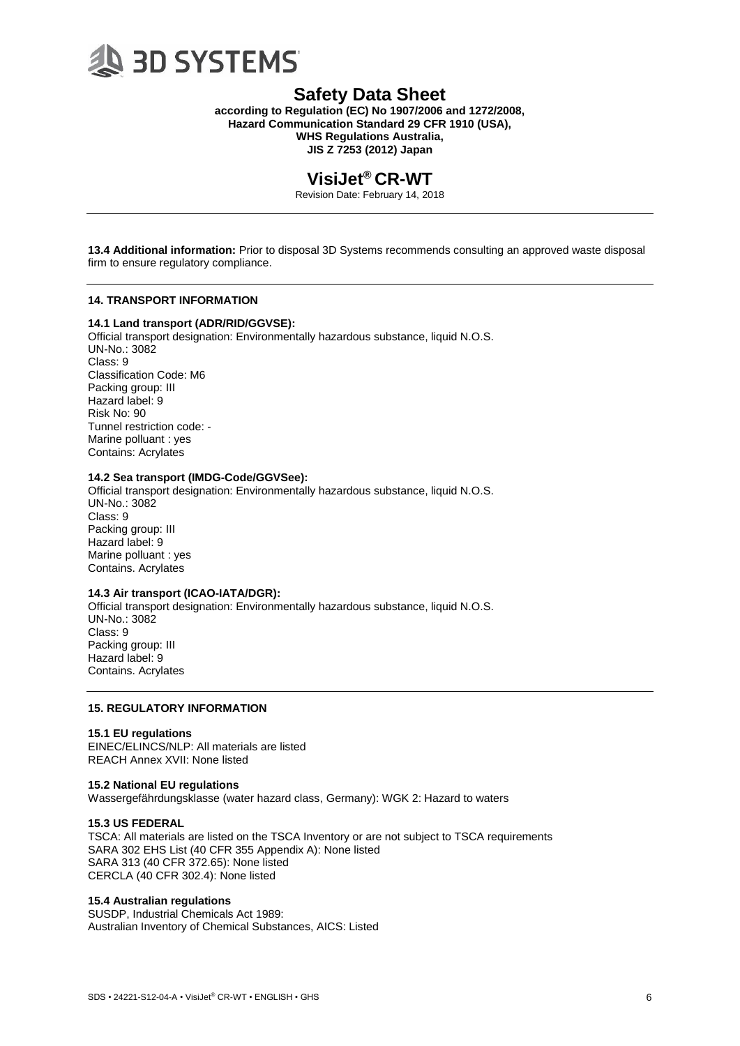**13.4 Additional information:** Prior to disposal 3D Systems recommends consulting an approved waste disposal firm to ensure regulatory compliance.

## 14. TRANSPORT INFORMATION

**14.1 Land transport (ADR/RID/GGVSE):**
Official transport designation: Environmentally hazardous substance, liquid N.O.S.
UN-No.: 3082
Class: 9
Classification Code: M6
Packing group: III
Hazard label: 9
Risk No: 90
Tunnel restriction code: -
Marine polluant : yes
Contains: Acrylates

**14.2 Sea transport (IMDG-Code/GGVSee):**
Official transport designation: Environmentally hazardous substance, liquid N.O.S.
UN-No.: 3082
Class: 9
Packing group: III
Hazard label: 9
Marine polluant : yes
Contains. Acrylates

**14.3 Air transport (ICAO-IATA/DGR):**
Official transport designation: Environmentally hazardous substance, liquid N.O.S.
UN-No.: 3082
Class: 9
Packing group: III
Hazard label: 9
Contains. Acrylates

## 15. REGULATORY INFORMATION

**15.1 EU regulations**
EINEC/ELINCS/NLP: All materials are listed
REACH Annex XVII: None listed

**15.2 National EU regulations**
Wassergefährdungsklasse (water hazard class, Germany): WGK 2: Hazard to waters

**15.3 US FEDERAL**
TSCA: All materials are listed on the TSCA Inventory or are not subject to TSCA requirements
SARA 302 EHS List (40 CFR 355 Appendix A): None listed
SARA 313 (40 CFR 372.65): None listed
CERCLA (40 CFR 302.4): None listed

**15.4 Australian regulations**
SUSDP, Industrial Chemicals Act 1989:
Australian Inventory of Chemical Substances, AICS: Listed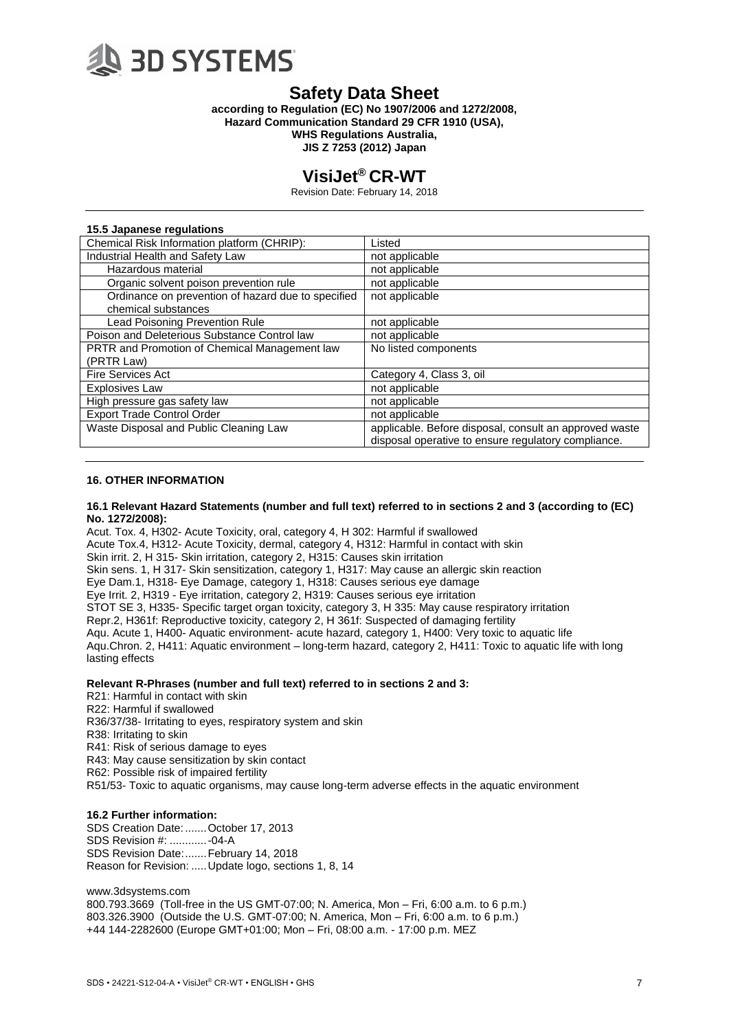### 15.5 Japanese regulations

| | |
|---|---|
| Chemical Risk Information platform (CHRIP): | Listed |
| Industrial Health and Safety Law | not applicable |
| Hazardous material | not applicable |
| Organic solvent poison prevention rule | not applicable |
| Ordinance on prevention of hazard due to specified chemical substances | not applicable |
| Lead Poisoning Prevention Rule | not applicable |
| Poison and Deleterious Substance Control law | not applicable |
| PRTR and Promotion of Chemical Management law (PRTR Law) | No listed components |
| Fire Services Act | Category 4, Class 3, oil |
| Explosives Law | not applicable |
| High pressure gas safety law | not applicable |
| Export Trade Control Order | not applicable |
| Waste Disposal and Public Cleaning Law | applicable. Before disposal, consult an approved waste disposal operative to ensure regulatory compliance. |

## 16. OTHER INFORMATION

**16.1 Relevant Hazard Statements (number and full text) referred to in sections 2 and 3 (according to (EC) No. 1272/2008):**

Acut. Tox. 4, H302- Acute Toxicity, oral, category 4, H 302: Harmful if swallowed
Acute Tox.4, H312- Acute Toxicity, dermal, category 4, H312: Harmful in contact with skin
Skin irrit. 2, H 315- Skin irritation, category 2, H315: Causes skin irritation
Skin sens. 1, H 317- Skin sensitization, category 1, H317: May cause an allergic skin reaction
Eye Dam.1, H318- Eye Damage, category 1, H318: Causes serious eye damage
Eye Irrit. 2, H319 - Eye irritation, category 2, H319: Causes serious eye irritation
STOT SE 3, H335- Specific target organ toxicity, category 3, H 335: May cause respiratory irritation
Repr.2, H361f: Reproductive toxicity, category 2, H 361f: Suspected of damaging fertility
Aqu. Acute 1, H400- Aquatic environment- acute hazard, category 1, H400: Very toxic to aquatic life
Aqu.Chron. 2, H411: Aquatic environment – long-term hazard, category 2, H411: Toxic to aquatic life with long lasting effects

**Relevant R-Phrases (number and full text) referred to in sections 2 and 3:**

R21: Harmful in contact with skin
R22: Harmful if swallowed
R36/37/38- Irritating to eyes, respiratory system and skin
R38: Irritating to skin
R41: Risk of serious damage to eyes
R43: May cause sensitization by skin contact
R62: Possible risk of impaired fertility
R51/53- Toxic to aquatic organisms, may cause long-term adverse effects in the aquatic environment

**16.2 Further information:**

SDS Creation Date: ....... October 17, 2013
SDS Revision #: ............ -04-A
SDS Revision Date: ....... February 14, 2018
Reason for Revision: ..... Update logo, sections 1, 8, 14

www.3dsystems.com
800.793.3669 (Toll-free in the US GMT-07:00; N. America, Mon – Fri, 6:00 a.m. to 6 p.m.)
803.326.3900 (Outside the U.S. GMT-07:00; N. America, Mon – Fri, 6:00 a.m. to 6 p.m.)
+44 144-2282600 (Europe GMT+01:00; Mon – Fri, 08:00 a.m. - 17:00 p.m. MEZ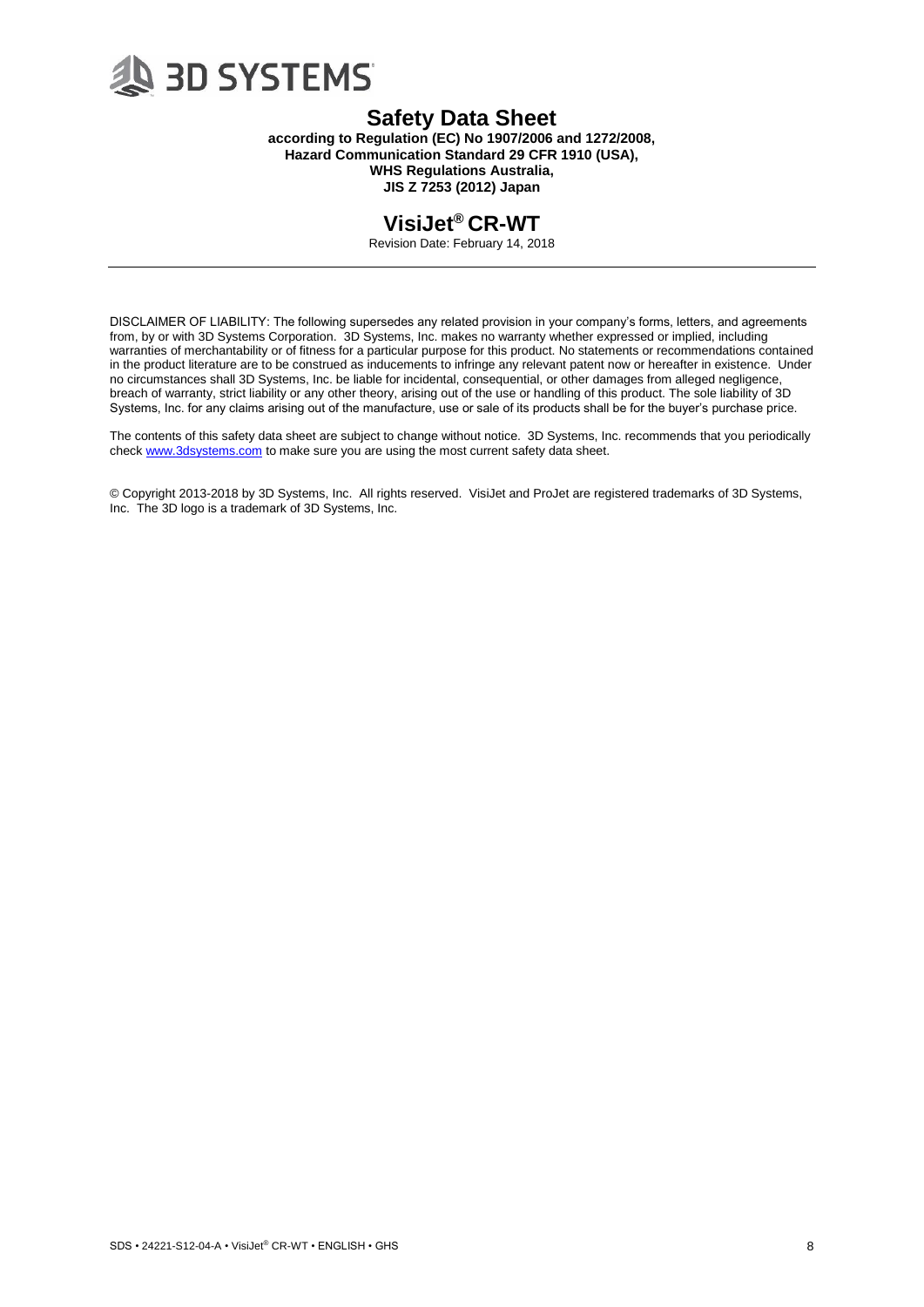# Safety Data Sheet

**according to Regulation (EC) No 1907/2006 and 1272/2008,**
**Hazard Communication Standard 29 CFR 1910 (USA),**
**WHS Regulations Australia,**
**JIS Z 7253 (2012) Japan**

## VisiJet® CR-WT

Revision Date: February 14, 2018

---

DISCLAIMER OF LIABILITY: The following supersedes any related provision in your company's forms, letters, and agreements from, by or with 3D Systems Corporation. 3D Systems, Inc. makes no warranty whether expressed or implied, including warranties of merchantability or of fitness for a particular purpose for this product. No statements or recommendations contained in the product literature are to be construed as inducements to infringe any relevant patent now or hereafter in existence. Under no circumstances shall 3D Systems, Inc. be liable for incidental, consequential, or other damages from alleged negligence, breach of warranty, strict liability or any other theory, arising out of the use or handling of this product. The sole liability of 3D Systems, Inc. for any claims arising out of the manufacture, use or sale of its products shall be for the buyer's purchase price.

The contents of this safety data sheet are subject to change without notice. 3D Systems, Inc. recommends that you periodically check www.3dsystems.com to make sure you are using the most current safety data sheet.

© Copyright 2013-2018 by 3D Systems, Inc. All rights reserved. VisiJet and ProJet are registered trademarks of 3D Systems, Inc. The 3D logo is a trademark of 3D Systems, Inc.